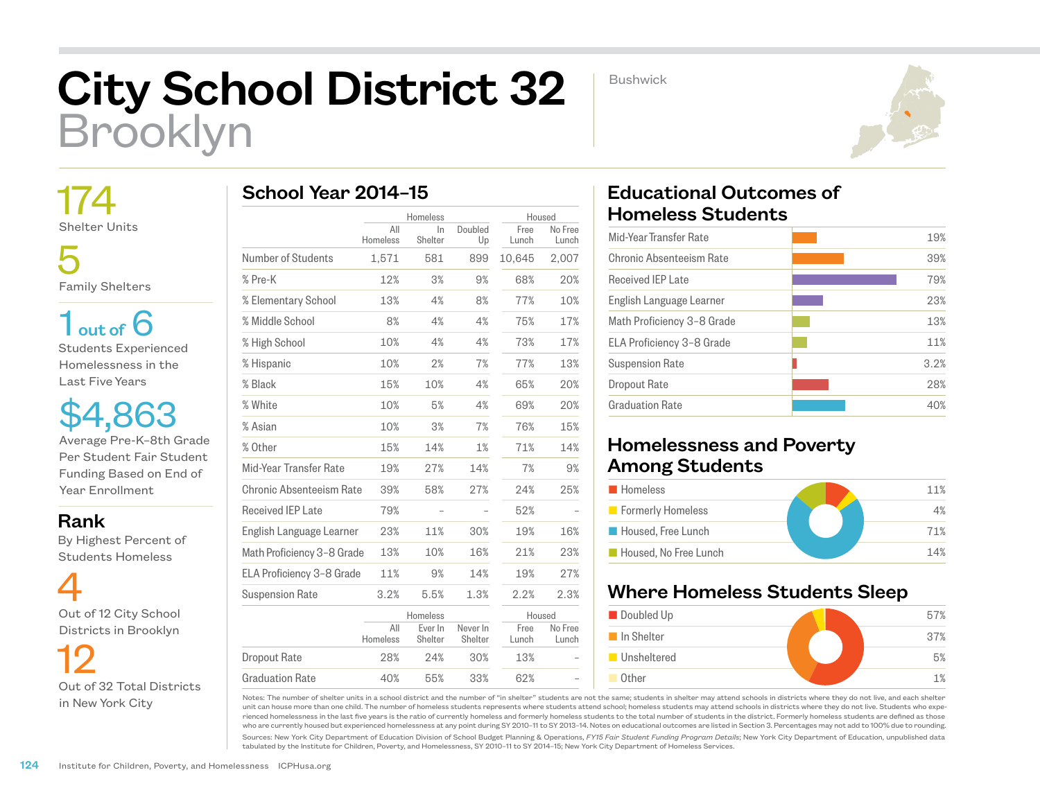# City School District 32
# Brooklyn

Bushwick

**174**
Shelter Units

**5**
Family Shelters

**1 out of 6**
Students Experienced Homelessness in the Last Five Years

**$4,863**
Average Pre-K–8th Grade Per Student Fair Student Funding Based on End of Year Enrollment

## Rank

By Highest Percent of Students Homeless

**4**
Out of 12 City School Districts in Brooklyn

**12**
Out of 32 Total Districts in New York City

## School Year 2014–15

| | Homeless | | | Housed | |
|---|---|---|---|---|---|
| | All Homeless | In Shelter | Doubled Up | Free Lunch | No Free Lunch |
| Number of Students | 1,571 | 581 | 899 | 10,645 | 2,007 |
| % Pre-K | 12% | 3% | 9% | 68% | 20% |
| % Elementary School | 13% | 4% | 8% | 77% | 10% |
| % Middle School | 8% | 4% | 4% | 75% | 17% |
| % High School | 10% | 4% | 4% | 73% | 17% |
| % Hispanic | 10% | 2% | 7% | 77% | 13% |
| % Black | 15% | 10% | 4% | 65% | 20% |
| % White | 10% | 5% | 4% | 69% | 20% |
| % Asian | 10% | 3% | 7% | 76% | 15% |
| % Other | 15% | 14% | 1% | 71% | 14% |
| Mid-Year Transfer Rate | 19% | 27% | 14% | 7% | 9% |
| Chronic Absenteeism Rate | 39% | 58% | 27% | 24% | 25% |
| Received IEP Late | 79% | – | – | 52% | – |
| English Language Learner | 23% | 11% | 30% | 19% | 16% |
| Math Proficiency 3–8 Grade | 13% | 10% | 16% | 21% | 23% |
| ELA Proficiency 3–8 Grade | 11% | 9% | 14% | 19% | 27% |
| Suspension Rate | 3.2% | 5.5% | 1.3% | 2.2% | 2.3% |

| | Homeless | | | Housed | |
|---|---|---|---|---|---|
| | All Homeless | Ever In Shelter | Never In Shelter | Free Lunch | No Free Lunch |
| Dropout Rate | 28% | 24% | 30% | 13% | – |
| Graduation Rate | 40% | 55% | 33% | 62% | – |

## Educational Outcomes of Homeless Students

| | |
|---|---|
| Mid-Year Transfer Rate | 19% |
| Chronic Absenteeism Rate | 39% |
| Received IEP Late | 79% |
| English Language Learner | 23% |
| Math Proficiency 3–8 Grade | 13% |
| ELA Proficiency 3–8 Grade | 11% |
| Suspension Rate | 3.2% |
| Dropout Rate | 28% |
| Graduation Rate | 40% |

## Homelessness and Poverty Among Students

| | |
|---|---|
| Homeless | 11% |
| Formerly Homeless | 4% |
| Housed, Free Lunch | 71% |
| Housed, No Free Lunch | 14% |

## Where Homeless Students Sleep

| | |
|---|---|
| Doubled Up | 57% |
| In Shelter | 37% |
| Unsheltered | 5% |
| Other | 1% |

Notes: The number of shelter units in a school district and the number of "in shelter" students are not the same; students in shelter may attend schools in districts where they do not live, and each shelter unit can house more than one child. The number of homeless students represents where students attend school; homeless students may attend schools in districts where they do not live. Students who experienced homelessness in the last five years is the ratio of currently homeless and formerly homeless students to the total number of students in the district. Formerly homeless students are defined as those who are currently housed but experienced homelessness at any point during SY 2010–11 to SY 2013–14. Notes on educational outcomes are listed in Section 3. Percentages may not add to 100% due to rounding.

Sources: New York City Department of Education Division of School Budget Planning & Operations, *FY15 Fair Student Funding Program Details*; New York City Department of Education, unpublished data tabulated by the Institute for Children, Poverty, and Homelessness, SY 2010–11 to SY 2014–15; New York City Department of Homeless Services.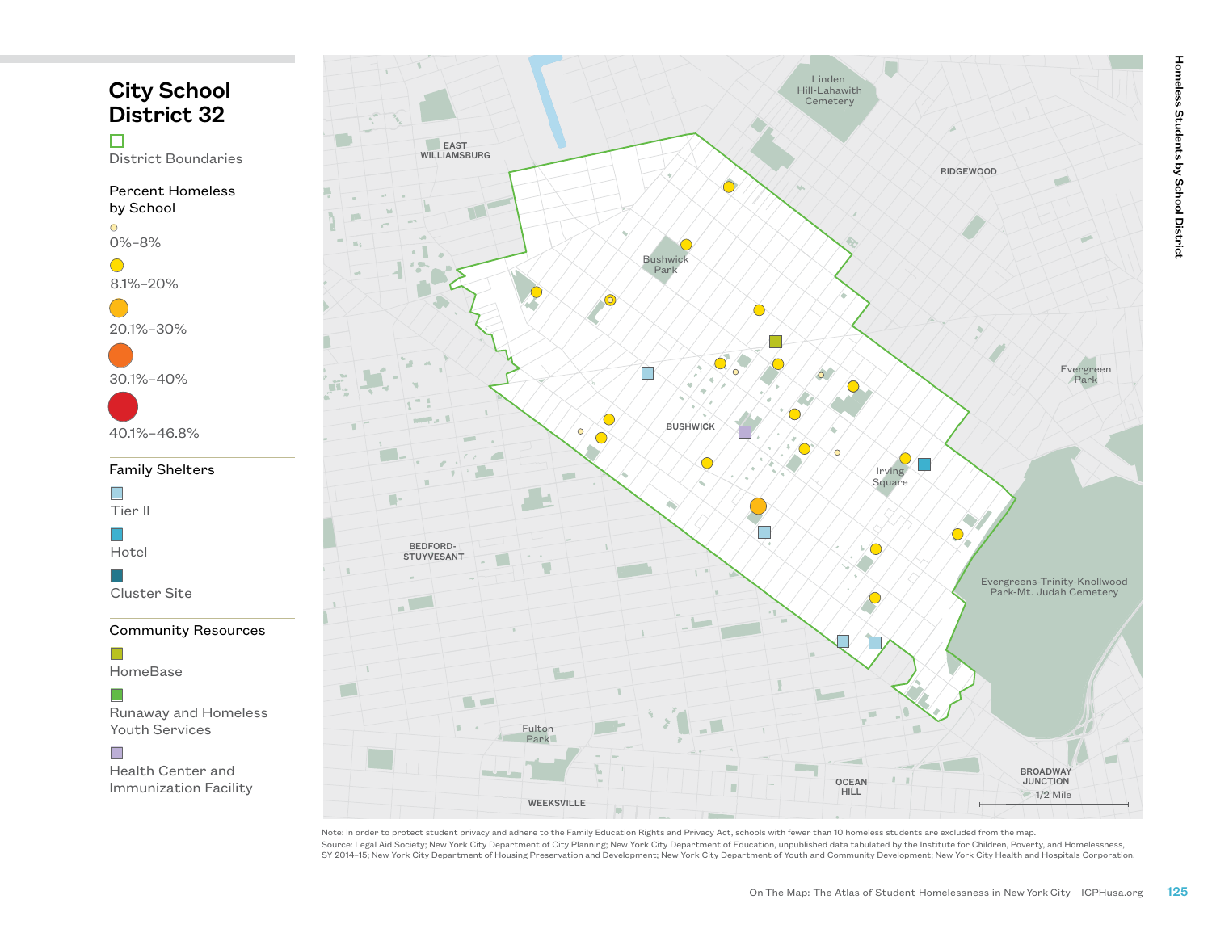# City School District 32

District Boundaries

**Percent Homeless by School**

0%–8%

8.1%–20%

20.1%–30%

30.1%–40%

40.1%–46.8%

**Family Shelters**

Tier II

Hotel

Cluster Site

**Community Resources**

HomeBase

Runaway and Homeless Youth Services

Health Center and Immunization Facility

EAST WILLIAMSBURG

Linden Hill-Lahawith Cemetery

RIDGEWOOD

Bushwick Park

Evergreen Park

BUSHWICK

Irving Square

BEDFORD-STUYVESANT

Evergreens-Trinity-Knollwood Park-Mt. Judah Cemetery

Fulton Park

OCEAN HILL

BROADWAY JUNCTION

WEEKSVILLE

1/2 Mile

Note: In order to protect student privacy and adhere to the Family Education Rights and Privacy Act, schools with fewer than 10 homeless students are excluded from the map.

Source: Legal Aid Society; New York City Department of City Planning; New York City Department of Education, unpublished data tabulated by the Institute for Children, Poverty, and Homelessness, SY 2014–15; New York City Department of Housing Preservation and Development; New York City Department of Youth and Community Development; New York City Health and Hospitals Corporation.